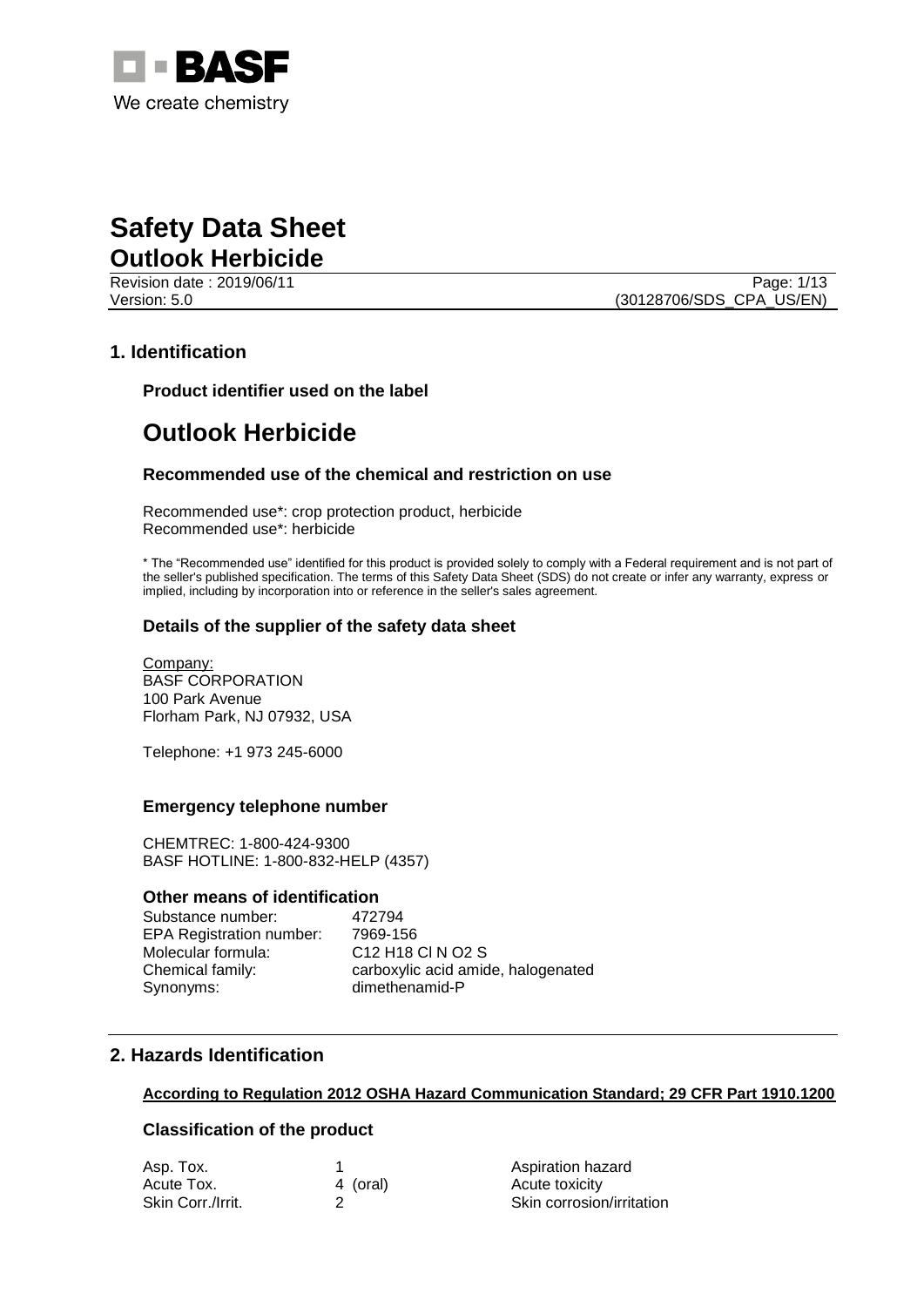# Safety Data Sheet

## Outlook Herbicide

Revision date : 2019/06/11

Version: 5.0

(30128706/SDS_CPA_US/EN)

## 1. Identification

### Product identifier used on the label

# Outlook Herbicide

### Recommended use of the chemical and restriction on use

Recommended use*: crop protection product, herbicide
Recommended use*: herbicide

* The "Recommended use" identified for this product is provided solely to comply with a Federal requirement and is not part of the seller's published specification. The terms of this Safety Data Sheet (SDS) do not create or infer any warranty, express or implied, including by incorporation into or reference in the seller's sales agreement.

### Details of the supplier of the safety data sheet

Company:
BASF CORPORATION
100 Park Avenue
Florham Park, NJ 07932, USA

Telephone: +1 973 245-6000

### Emergency telephone number

CHEMTREC: 1-800-424-9300
BASF HOTLINE: 1-800-832-HELP (4357)

### Other means of identification

| | |
|---|---|
| Substance number: | 472794 |
| EPA Registration number: | 7969-156 |
| Molecular formula: | $C_{12} H_{18} Cl N O_2 S$ |
| Chemical family: | carboxylic acid amide, halogenated |
| Synonyms: | dimethenamid-P |

## 2. Hazards Identification

**According to Regulation 2012 OSHA Hazard Communication Standard; 29 CFR Part 1910.1200**

### Classification of the product

| | | |
|---|---|---|
| Asp. Tox. | 1 | Aspiration hazard |
| Acute Tox. | 4 (oral) | Acute toxicity |
| Skin Corr./Irrit. | 2 | Skin corrosion/irritation |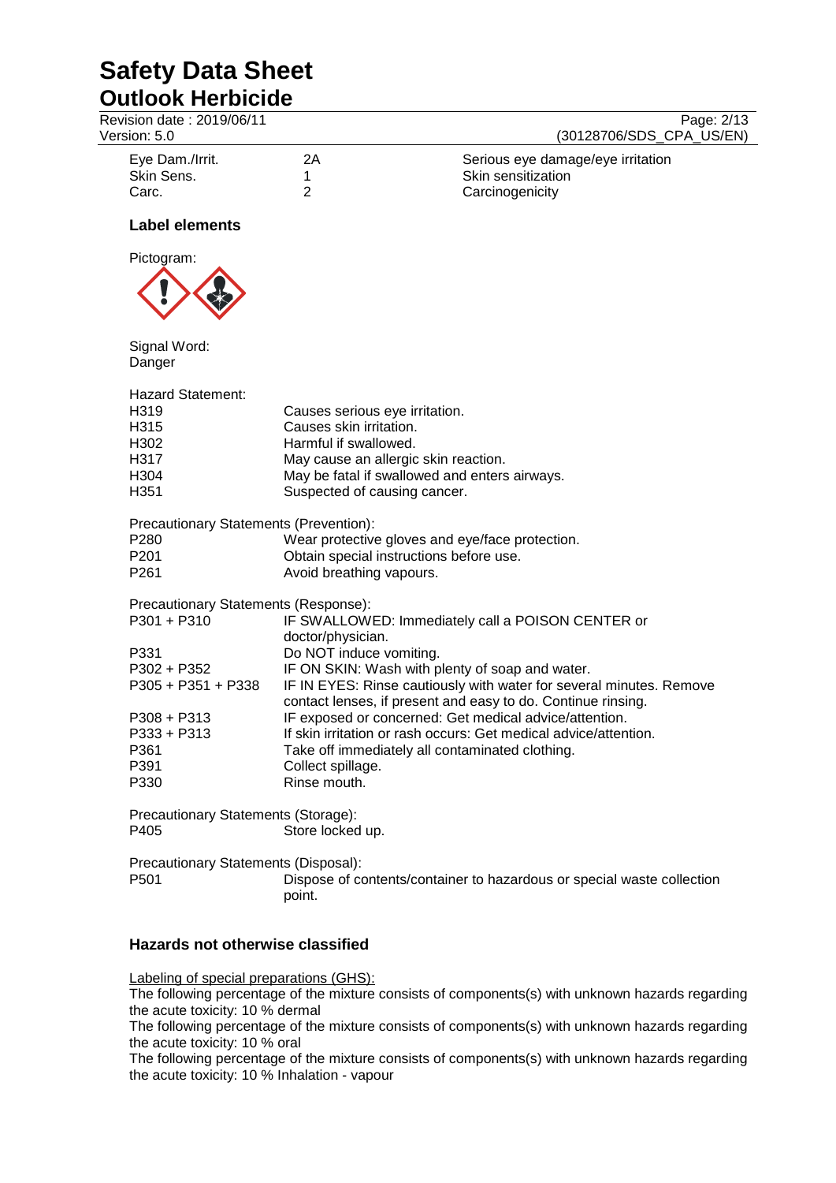| | | |
|---|---|---|
| Eye Dam./Irrit. | 2A | Serious eye damage/eye irritation |
| Skin Sens. | 1 | Skin sensitization |
| Carc. | 2 | Carcinogenicity |

### Label elements

Pictogram:

Signal Word:
Danger

Hazard Statement:

| | |
|---|---|
| H319 | Causes serious eye irritation. |
| H315 | Causes skin irritation. |
| H302 | Harmful if swallowed. |
| H317 | May cause an allergic skin reaction. |
| H304 | May be fatal if swallowed and enters airways. |
| H351 | Suspected of causing cancer. |

Precautionary Statements (Prevention):

| | |
|---|---|
| P280 | Wear protective gloves and eye/face protection. |
| P201 | Obtain special instructions before use. |
| P261 | Avoid breathing vapours. |

Precautionary Statements (Response):

| | |
|---|---|
| P301 + P310 | IF SWALLOWED: Immediately call a POISON CENTER or doctor/physician. |
| P331 | Do NOT induce vomiting. |
| P302 + P352 | IF ON SKIN: Wash with plenty of soap and water. |
| P305 + P351 + P338 | IF IN EYES: Rinse cautiously with water for several minutes. Remove contact lenses, if present and easy to do. Continue rinsing. |
| P308 + P313 | IF exposed or concerned: Get medical advice/attention. |
| P333 + P313 | If skin irritation or rash occurs: Get medical advice/attention. |
| P361 | Take off immediately all contaminated clothing. |
| P391 | Collect spillage. |
| P330 | Rinse mouth. |

Precautionary Statements (Storage):

| | |
|---|---|
| P405 | Store locked up. |

Precautionary Statements (Disposal):

| | |
|---|---|
| P501 | Dispose of contents/container to hazardous or special waste collection point. |

### Hazards not otherwise classified

Labeling of special preparations (GHS):
The following percentage of the mixture consists of components(s) with unknown hazards regarding the acute toxicity: 10 % dermal
The following percentage of the mixture consists of components(s) with unknown hazards regarding the acute toxicity: 10 % oral
The following percentage of the mixture consists of components(s) with unknown hazards regarding the acute toxicity: 10 % Inhalation - vapour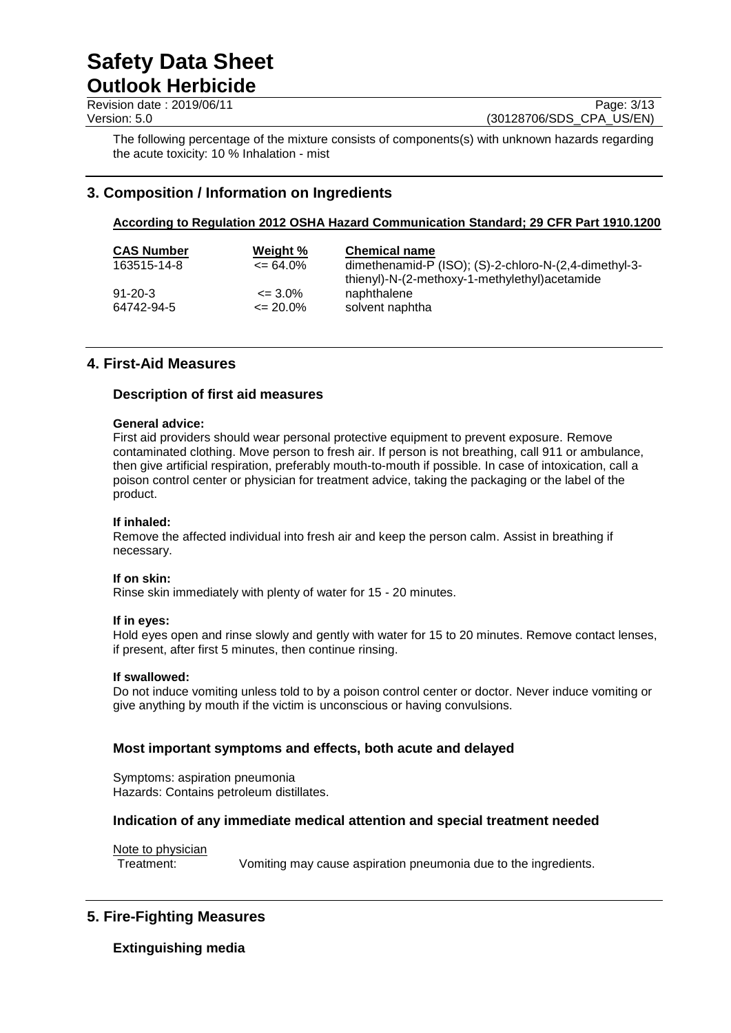The following percentage of the mixture consists of components(s) with unknown hazards regarding the acute toxicity: 10 % Inhalation - mist

## 3. Composition / Information on Ingredients

**According to Regulation 2012 OSHA Hazard Communication Standard; 29 CFR Part 1910.1200**

| CAS Number | Weight % | Chemical name |
|---|---|---|
| 163515-14-8 | <= 64.0% | dimethenamid-P (ISO); (S)-2-chloro-N-(2,4-dimethyl-3-thienyl)-N-(2-methoxy-1-methylethyl)acetamide |
| 91-20-3 | <= 3.0% | naphthalene |
| 64742-94-5 | <= 20.0% | solvent naphtha |

## 4. First-Aid Measures

### Description of first aid measures

**General advice:**
First aid providers should wear personal protective equipment to prevent exposure. Remove contaminated clothing. Move person to fresh air. If person is not breathing, call 911 or ambulance, then give artificial respiration, preferably mouth-to-mouth if possible. In case of intoxication, call a poison control center or physician for treatment advice, taking the packaging or the label of the product.

**If inhaled:**
Remove the affected individual into fresh air and keep the person calm. Assist in breathing if necessary.

**If on skin:**
Rinse skin immediately with plenty of water for 15 - 20 minutes.

**If in eyes:**
Hold eyes open and rinse slowly and gently with water for 15 to 20 minutes. Remove contact lenses, if present, after first 5 minutes, then continue rinsing.

**If swallowed:**
Do not induce vomiting unless told to by a poison control center or doctor. Never induce vomiting or give anything by mouth if the victim is unconscious or having convulsions.

### Most important symptoms and effects, both acute and delayed

Symptoms: aspiration pneumonia
Hazards: Contains petroleum distillates.

### Indication of any immediate medical attention and special treatment needed

Note to physician

Treatment: Vomiting may cause aspiration pneumonia due to the ingredients.

## 5. Fire-Fighting Measures

### Extinguishing media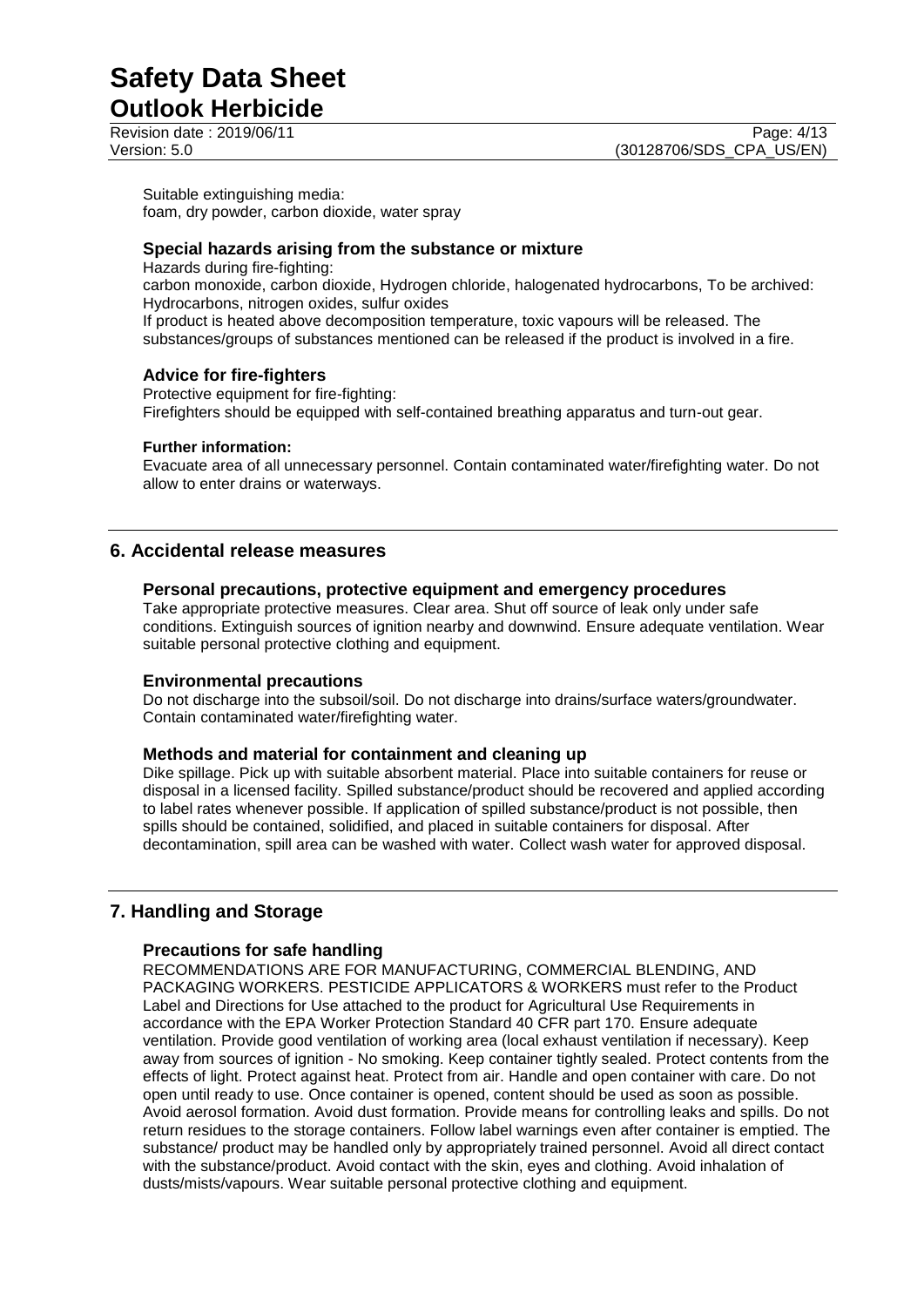Suitable extinguishing media:
foam, dry powder, carbon dioxide, water spray

### Special hazards arising from the substance or mixture

Hazards during fire-fighting:
carbon monoxide, carbon dioxide, Hydrogen chloride, halogenated hydrocarbons, To be archived: Hydrocarbons, nitrogen oxides, sulfur oxides
If product is heated above decomposition temperature, toxic vapours will be released. The substances/groups of substances mentioned can be released if the product is involved in a fire.

### Advice for fire-fighters

Protective equipment for fire-fighting:
Firefighters should be equipped with self-contained breathing apparatus and turn-out gear.

**Further information:**
Evacuate area of all unnecessary personnel. Contain contaminated water/firefighting water. Do not allow to enter drains or waterways.

## 6. Accidental release measures

### Personal precautions, protective equipment and emergency procedures

Take appropriate protective measures. Clear area. Shut off source of leak only under safe conditions. Extinguish sources of ignition nearby and downwind. Ensure adequate ventilation. Wear suitable personal protective clothing and equipment.

### Environmental precautions

Do not discharge into the subsoil/soil. Do not discharge into drains/surface waters/groundwater. Contain contaminated water/firefighting water.

### Methods and material for containment and cleaning up

Dike spillage. Pick up with suitable absorbent material. Place into suitable containers for reuse or disposal in a licensed facility. Spilled substance/product should be recovered and applied according to label rates whenever possible. If application of spilled substance/product is not possible, then spills should be contained, solidified, and placed in suitable containers for disposal. After decontamination, spill area can be washed with water. Collect wash water for approved disposal.

## 7. Handling and Storage

### Precautions for safe handling

RECOMMENDATIONS ARE FOR MANUFACTURING, COMMERCIAL BLENDING, AND PACKAGING WORKERS. PESTICIDE APPLICATORS & WORKERS must refer to the Product Label and Directions for Use attached to the product for Agricultural Use Requirements in accordance with the EPA Worker Protection Standard 40 CFR part 170. Ensure adequate ventilation. Provide good ventilation of working area (local exhaust ventilation if necessary). Keep away from sources of ignition - No smoking. Keep container tightly sealed. Protect contents from the effects of light. Protect against heat. Protect from air. Handle and open container with care. Do not open until ready to use. Once container is opened, content should be used as soon as possible. Avoid aerosol formation. Avoid dust formation. Provide means for controlling leaks and spills. Do not return residues to the storage containers. Follow label warnings even after container is emptied. The substance/ product may be handled only by appropriately trained personnel. Avoid all direct contact with the substance/product. Avoid contact with the skin, eyes and clothing. Avoid inhalation of dusts/mists/vapours. Wear suitable personal protective clothing and equipment.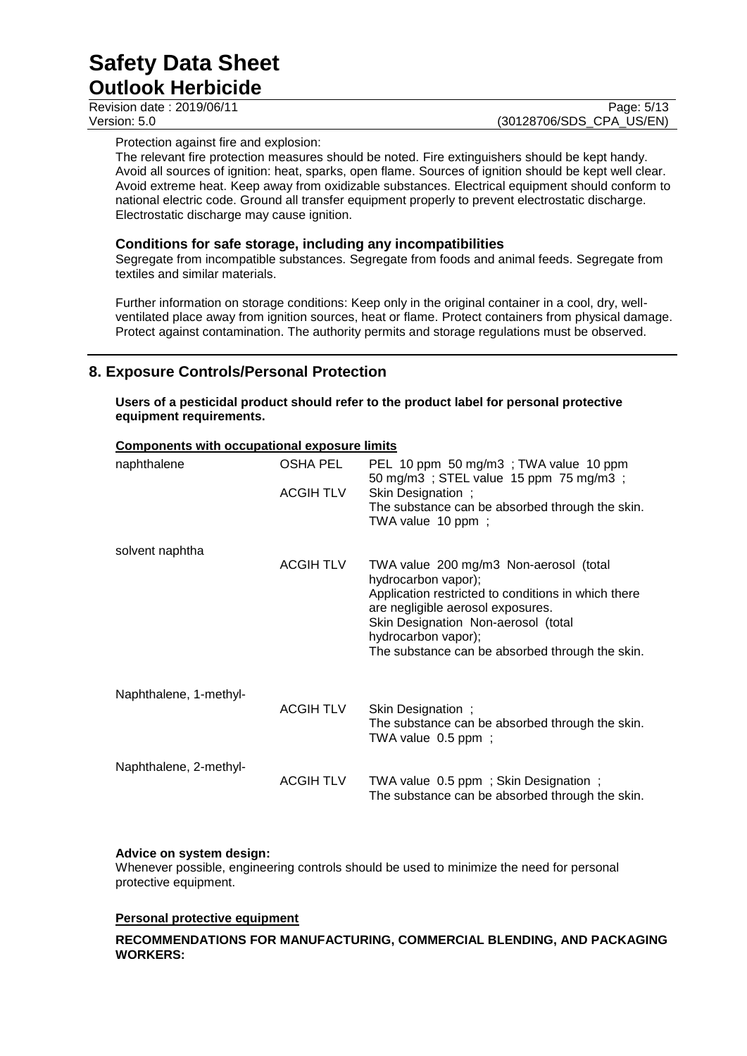Protection against fire and explosion:
The relevant fire protection measures should be noted. Fire extinguishers should be kept handy. Avoid all sources of ignition: heat, sparks, open flame. Sources of ignition should be kept well clear. Avoid extreme heat. Keep away from oxidizable substances. Electrical equipment should conform to national electric code. Ground all transfer equipment properly to prevent electrostatic discharge. Electrostatic discharge may cause ignition.

### Conditions for safe storage, including any incompatibilities

Segregate from incompatible substances. Segregate from foods and animal feeds. Segregate from textiles and similar materials.

Further information on storage conditions: Keep only in the original container in a cool, dry, well-ventilated place away from ignition sources, heat or flame. Protect containers from physical damage. Protect against contamination. The authority permits and storage regulations must be observed.

## 8. Exposure Controls/Personal Protection

**Users of a pesticidal product should refer to the product label for personal protective equipment requirements.**

**Components with occupational exposure limits**

| | | |
|---|---|---|
| naphthalene | OSHA PEL | PEL 10 ppm 50 mg/m3 ; TWA value 10 ppm 50 mg/m3 ; STEL value 15 ppm 75 mg/m3 ; |
| | ACGIH TLV | Skin Designation ; The substance can be absorbed through the skin. TWA value 10 ppm ; |
| solvent naphtha | ACGIH TLV | TWA value 200 mg/m3 Non-aerosol (total hydrocarbon vapor); Application restricted to conditions in which there are negligible aerosol exposures. Skin Designation Non-aerosol (total hydrocarbon vapor); The substance can be absorbed through the skin. |
| Naphthalene, 1-methyl- | ACGIH TLV | Skin Designation ; The substance can be absorbed through the skin. TWA value 0.5 ppm ; |
| Naphthalene, 2-methyl- | ACGIH TLV | TWA value 0.5 ppm ; Skin Designation ; The substance can be absorbed through the skin. |

**Advice on system design:**
Whenever possible, engineering controls should be used to minimize the need for personal protective equipment.

**Personal protective equipment**

**RECOMMENDATIONS FOR MANUFACTURING, COMMERCIAL BLENDING, AND PACKAGING WORKERS:**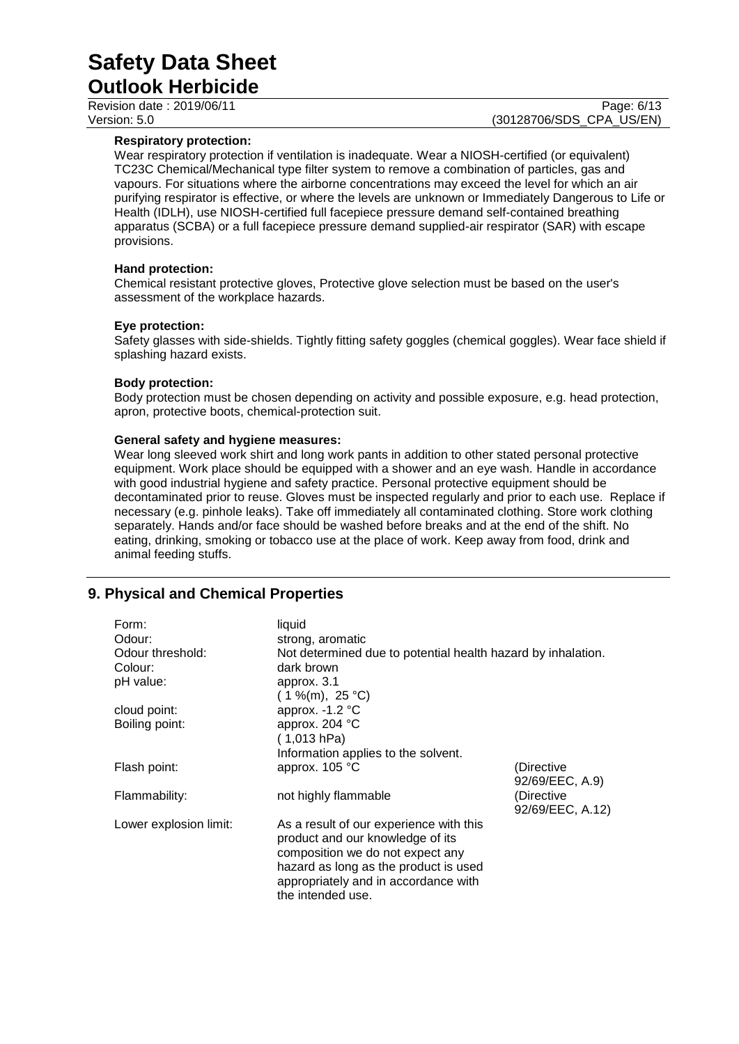**Respiratory protection:**

Wear respiratory protection if ventilation is inadequate. Wear a NIOSH-certified (or equivalent) TC23C Chemical/Mechanical type filter system to remove a combination of particles, gas and vapours. For situations where the airborne concentrations may exceed the level for which an air purifying respirator is effective, or where the levels are unknown or Immediately Dangerous to Life or Health (IDLH), use NIOSH-certified full facepiece pressure demand self-contained breathing apparatus (SCBA) or a full facepiece pressure demand supplied-air respirator (SAR) with escape provisions.

**Hand protection:**

Chemical resistant protective gloves, Protective glove selection must be based on the user's assessment of the workplace hazards.

**Eye protection:**

Safety glasses with side-shields. Tightly fitting safety goggles (chemical goggles). Wear face shield if splashing hazard exists.

**Body protection:**

Body protection must be chosen depending on activity and possible exposure, e.g. head protection, apron, protective boots, chemical-protection suit.

**General safety and hygiene measures:**

Wear long sleeved work shirt and long work pants in addition to other stated personal protective equipment. Work place should be equipped with a shower and an eye wash. Handle in accordance with good industrial hygiene and safety practice. Personal protective equipment should be decontaminated prior to reuse. Gloves must be inspected regularly and prior to each use. Replace if necessary (e.g. pinhole leaks). Take off immediately all contaminated clothing. Store work clothing separately. Hands and/or face should be washed before breaks and at the end of the shift. No eating, drinking, smoking or tobacco use at the place of work. Keep away from food, drink and animal feeding stuffs.

## 9. Physical and Chemical Properties

| | | |
|---|---|---|
| Form: | liquid | |
| Odour: | strong, aromatic | |
| Odour threshold: | Not determined due to potential health hazard by inhalation. | |
| Colour: | dark brown | |
| pH value: | approx. 3.1<br>( 1 %(m), 25 °C) | |
| cloud point: | approx. -1.2 °C | |
| Boiling point: | approx. 204 °C<br>( 1,013 hPa)<br>Information applies to the solvent. | |
| Flash point: | approx. 105 °C | (Directive 92/69/EEC, A.9) |
| Flammability: | not highly flammable | (Directive 92/69/EEC, A.12) |
| Lower explosion limit: | As a result of our experience with this product and our knowledge of its composition we do not expect any hazard as long as the product is used appropriately and in accordance with the intended use. | |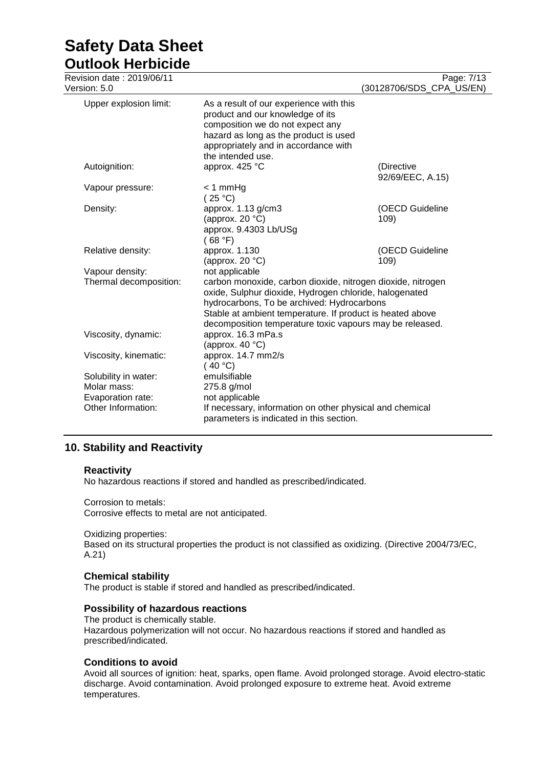| | | |
|---|---|---|
| Upper explosion limit: | As a result of our experience with this product and our knowledge of its composition we do not expect any hazard as long as the product is used appropriately and in accordance with the intended use. | |
| Autoignition: | approx. 425 °C | (Directive 92/69/EEC, A.15) |
| Vapour pressure: | < 1 mmHg<br>( 25 °C) | |
| Density: | approx. 1.13 g/cm3<br>(approx. 20 °C)<br>approx. 9.4303 Lb/USg<br>( 68 °F) | (OECD Guideline 109) |
| Relative density: | approx. 1.130<br>(approx. 20 °C) | (OECD Guideline 109) |
| Vapour density: | not applicable | |
| Thermal decomposition: | carbon monoxide, carbon dioxide, nitrogen dioxide, nitrogen oxide, Sulphur dioxide, Hydrogen chloride, halogenated hydrocarbons, To be archived: Hydrocarbons<br>Stable at ambient temperature. If product is heated above decomposition temperature toxic vapours may be released. | |
| Viscosity, dynamic: | approx. 16.3 mPa.s<br>(approx. 40 °C) | |
| Viscosity, kinematic: | approx. 14.7 mm2/s<br>( 40 °C) | |
| Solubility in water: | emulsifiable | |
| Molar mass: | 275.8 g/mol | |
| Evaporation rate: | not applicable | |
| Other Information: | If necessary, information on other physical and chemical parameters is indicated in this section. | |

## 10. Stability and Reactivity

### Reactivity

No hazardous reactions if stored and handled as prescribed/indicated.

Corrosion to metals:
Corrosive effects to metal are not anticipated.

Oxidizing properties:
Based on its structural properties the product is not classified as oxidizing. (Directive 2004/73/EC, A.21)

### Chemical stability

The product is stable if stored and handled as prescribed/indicated.

### Possibility of hazardous reactions

The product is chemically stable.
Hazardous polymerization will not occur. No hazardous reactions if stored and handled as prescribed/indicated.

### Conditions to avoid

Avoid all sources of ignition: heat, sparks, open flame. Avoid prolonged storage. Avoid electro-static discharge. Avoid contamination. Avoid prolonged exposure to extreme heat. Avoid extreme temperatures.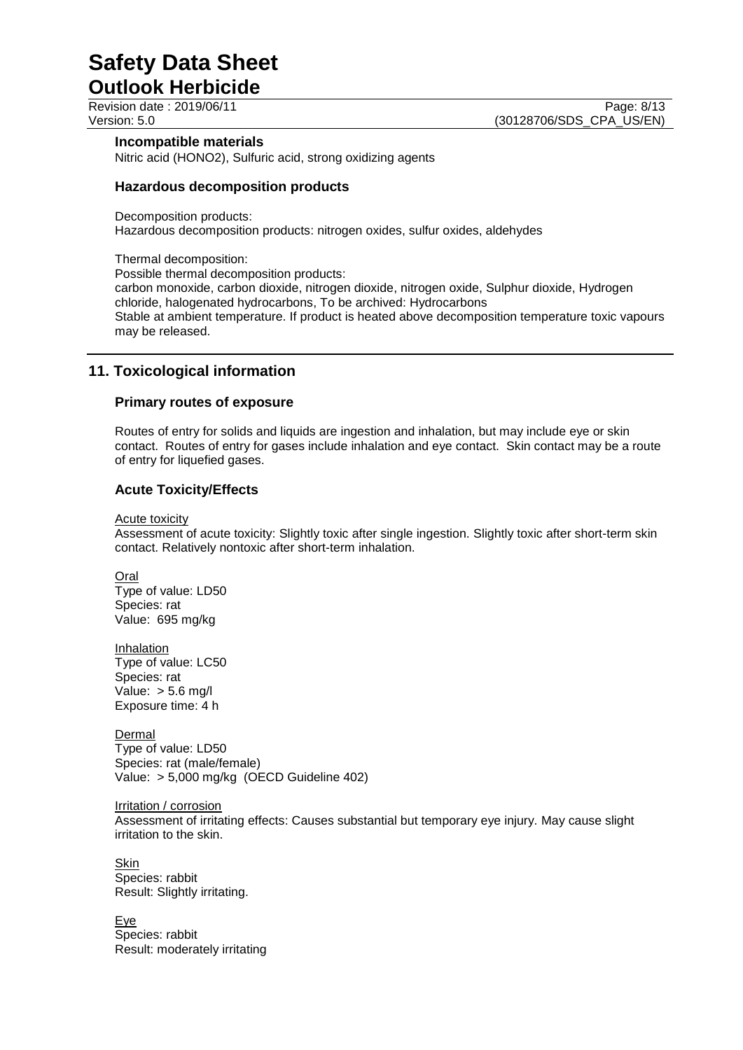#### Incompatible materials

Nitric acid (HONO2), Sulfuric acid, strong oxidizing agents

### Hazardous decomposition products

Decomposition products:
Hazardous decomposition products: nitrogen oxides, sulfur oxides, aldehydes

Thermal decomposition:
Possible thermal decomposition products:
carbon monoxide, carbon dioxide, nitrogen dioxide, nitrogen oxide, Sulphur dioxide, Hydrogen chloride, halogenated hydrocarbons, To be archived: Hydrocarbons
Stable at ambient temperature. If product is heated above decomposition temperature toxic vapours may be released.

## 11. Toxicological information

### Primary routes of exposure

Routes of entry for solids and liquids are ingestion and inhalation, but may include eye or skin contact. Routes of entry for gases include inhalation and eye contact. Skin contact may be a route of entry for liquefied gases.

### Acute Toxicity/Effects

Acute toxicity
Assessment of acute toxicity: Slightly toxic after single ingestion. Slightly toxic after short-term skin contact. Relatively nontoxic after short-term inhalation.

Oral
Type of value: LD50
Species: rat
Value: 695 mg/kg

Inhalation
Type of value: LC50
Species: rat
Value: > 5.6 mg/l
Exposure time: 4 h

Dermal
Type of value: LD50
Species: rat (male/female)
Value: > 5,000 mg/kg (OECD Guideline 402)

Irritation / corrosion
Assessment of irritating effects: Causes substantial but temporary eye injury. May cause slight irritation to the skin.

Skin
Species: rabbit
Result: Slightly irritating.

Eye
Species: rabbit
Result: moderately irritating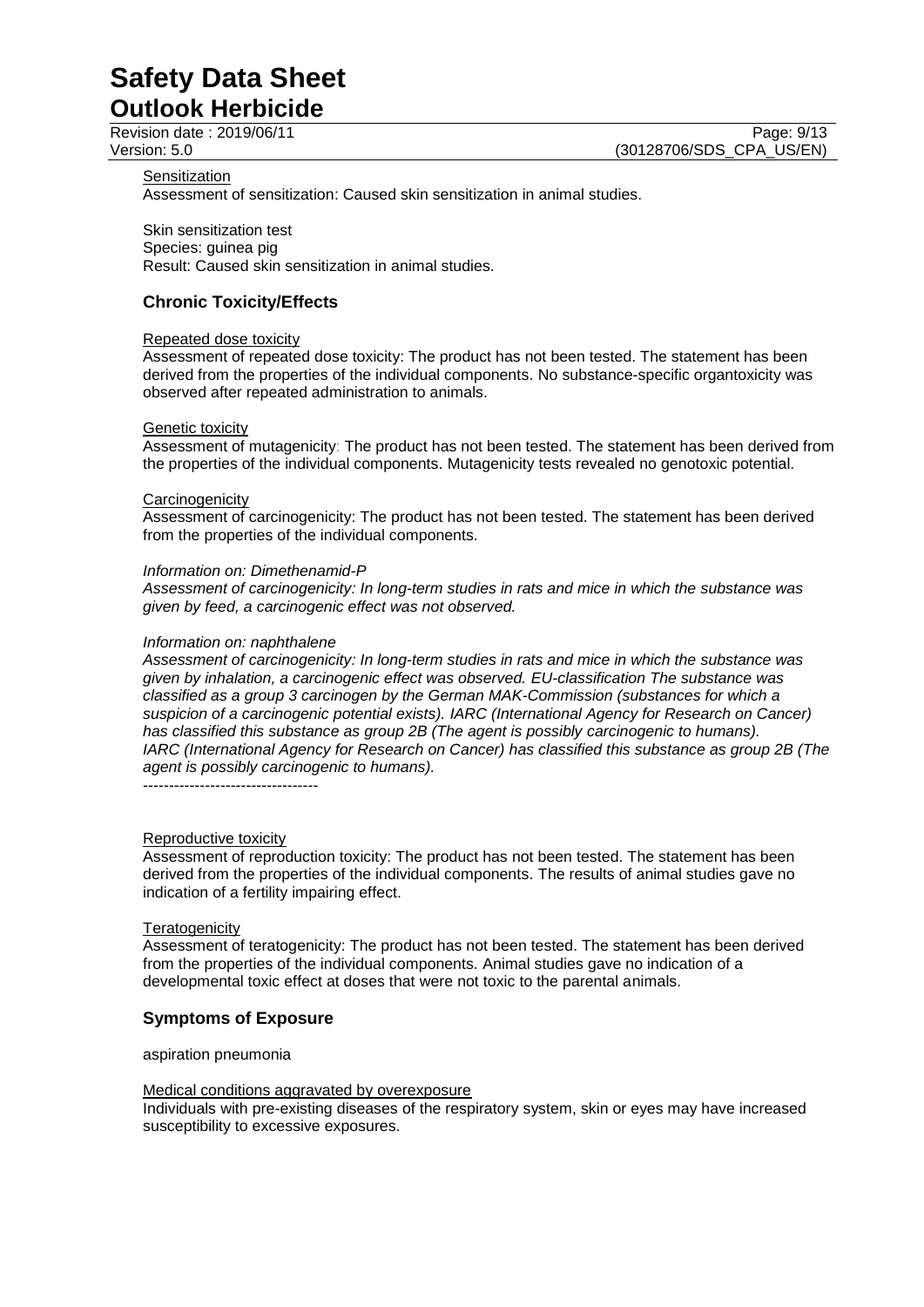Sensitization

Assessment of sensitization: Caused skin sensitization in animal studies.

Skin sensitization test
Species: guinea pig
Result: Caused skin sensitization in animal studies.

## Chronic Toxicity/Effects

Repeated dose toxicity

Assessment of repeated dose toxicity: The product has not been tested. The statement has been derived from the properties of the individual components. No substance-specific organtoxicity was observed after repeated administration to animals.

Genetic toxicity

Assessment of mutagenicity: The product has not been tested. The statement has been derived from the properties of the individual components. Mutagenicity tests revealed no genotoxic potential.

Carcinogenicity

Assessment of carcinogenicity: The product has not been tested. The statement has been derived from the properties of the individual components.

*Information on: Dimethenamid-P*
*Assessment of carcinogenicity: In long-term studies in rats and mice in which the substance was given by feed, a carcinogenic effect was not observed.*

*Information on: naphthalene*
*Assessment of carcinogenicity: In long-term studies in rats and mice in which the substance was given by inhalation, a carcinogenic effect was observed. EU-classification The substance was classified as a group 3 carcinogen by the German MAK-Commission (substances for which a suspicion of a carcinogenic potential exists). IARC (International Agency for Research on Cancer) has classified this substance as group 2B (The agent is possibly carcinogenic to humans). IARC (International Agency for Research on Cancer) has classified this substance as group 2B (The agent is possibly carcinogenic to humans).*

----------------------------------

Reproductive toxicity

Assessment of reproduction toxicity: The product has not been tested. The statement has been derived from the properties of the individual components. The results of animal studies gave no indication of a fertility impairing effect.

Teratogenicity

Assessment of teratogenicity: The product has not been tested. The statement has been derived from the properties of the individual components. Animal studies gave no indication of a developmental toxic effect at doses that were not toxic to the parental animals.

## Symptoms of Exposure

aspiration pneumonia

Medical conditions aggravated by overexposure

Individuals with pre-existing diseases of the respiratory system, skin or eyes may have increased susceptibility to excessive exposures.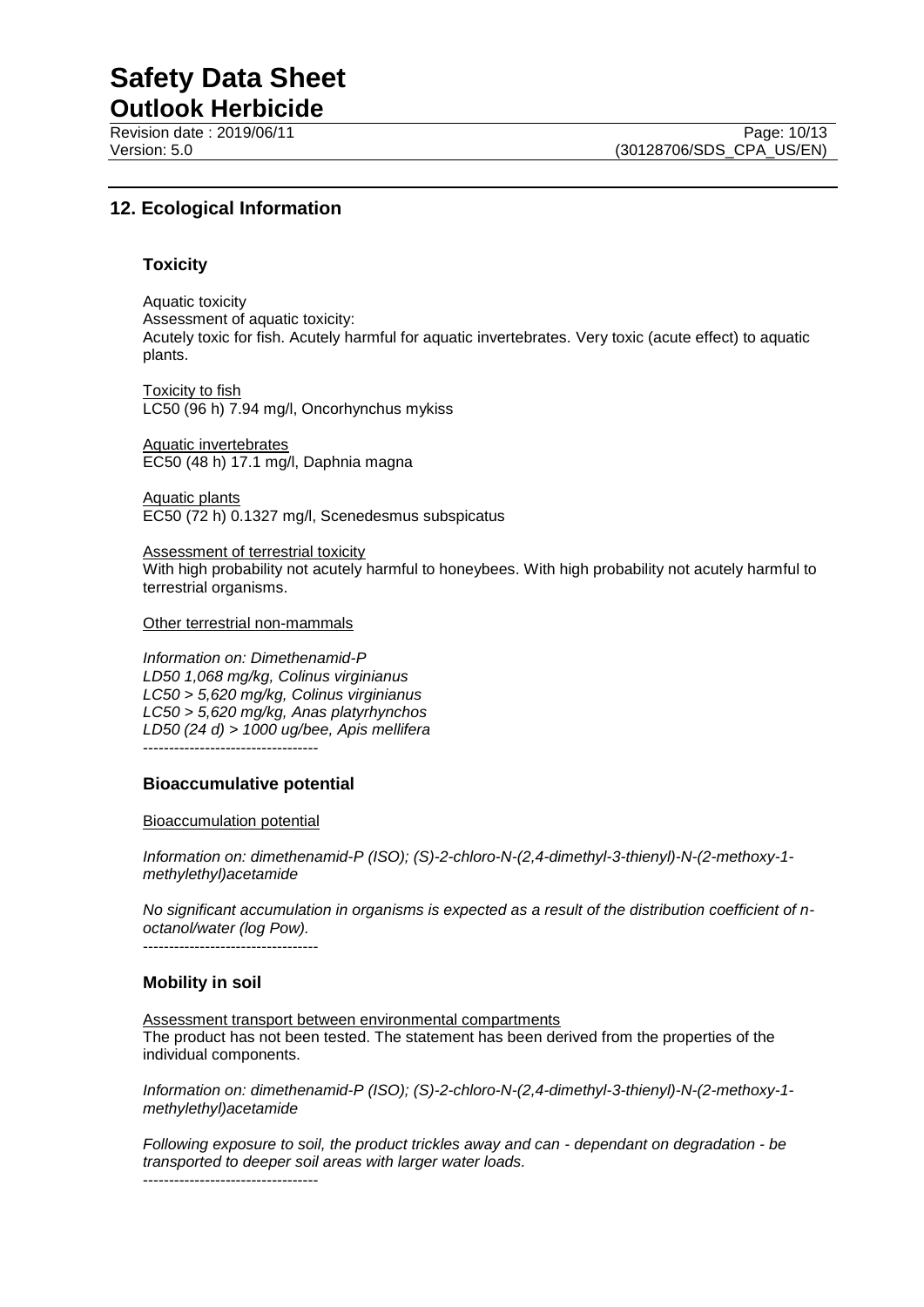## 12. Ecological Information

### Toxicity

Aquatic toxicity
Assessment of aquatic toxicity:
Acutely toxic for fish. Acutely harmful for aquatic invertebrates. Very toxic (acute effect) to aquatic plants.

Toxicity to fish
LC50 (96 h) 7.94 mg/l, Oncorhynchus mykiss

Aquatic invertebrates
EC50 (48 h) 17.1 mg/l, Daphnia magna

Aquatic plants
EC50 (72 h) 0.1327 mg/l, Scenedesmus subspicatus

Assessment of terrestrial toxicity
With high probability not acutely harmful to honeybees. With high probability not acutely harmful to terrestrial organisms.

Other terrestrial non-mammals

*Information on: Dimethenamid-P*
*LD50 1,068 mg/kg, Colinus virginianus*
*LC50 > 5,620 mg/kg, Colinus virginianus*
*LC50 > 5,620 mg/kg, Anas platyrhynchos*
*LD50 (24 d) > 1000 ug/bee, Apis mellifera*
----------------------------------

### Bioaccumulative potential

Bioaccumulation potential

*Information on: dimethenamid-P (ISO); (S)-2-chloro-N-(2,4-dimethyl-3-thienyl)-N-(2-methoxy-1-methylethyl)acetamide*

*No significant accumulation in organisms is expected as a result of the distribution coefficient of n-octanol/water (log Pow).*
----------------------------------

### Mobility in soil

Assessment transport between environmental compartments
The product has not been tested. The statement has been derived from the properties of the individual components.

*Information on: dimethenamid-P (ISO); (S)-2-chloro-N-(2,4-dimethyl-3-thienyl)-N-(2-methoxy-1-methylethyl)acetamide*

*Following exposure to soil, the product trickles away and can - dependant on degradation - be transported to deeper soil areas with larger water loads.*
----------------------------------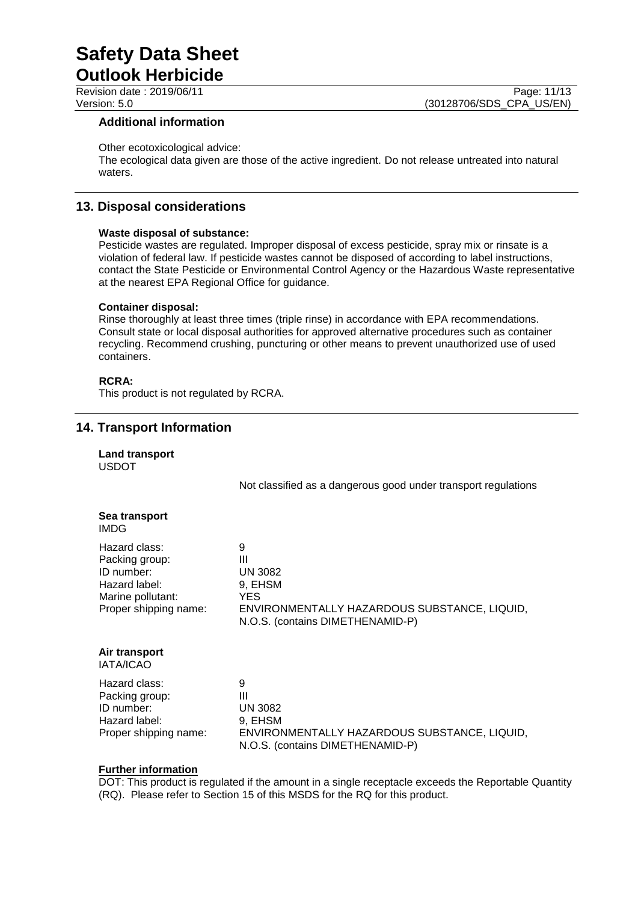### Additional information

Other ecotoxicological advice:
The ecological data given are those of the active ingredient. Do not release untreated into natural waters.

## 13. Disposal considerations

**Waste disposal of substance:**
Pesticide wastes are regulated. Improper disposal of excess pesticide, spray mix or rinsate is a violation of federal law. If pesticide wastes cannot be disposed of according to label instructions, contact the State Pesticide or Environmental Control Agency or the Hazardous Waste representative at the nearest EPA Regional Office for guidance.

**Container disposal:**
Rinse thoroughly at least three times (triple rinse) in accordance with EPA recommendations. Consult state or local disposal authorities for approved alternative procedures such as container recycling. Recommend crushing, puncturing or other means to prevent unauthorized use of used containers.

**RCRA:**
This product is not regulated by RCRA.

## 14. Transport Information

**Land transport**
USDOT

Not classified as a dangerous good under transport regulations

**Sea transport**
IMDG

| | |
|---|---|
| Hazard class: | 9 |
| Packing group: | III |
| ID number: | UN 3082 |
| Hazard label: | 9, EHSM |
| Marine pollutant: | YES |
| Proper shipping name: | ENVIRONMENTALLY HAZARDOUS SUBSTANCE, LIQUID, N.O.S. (contains DIMETHENAMID-P) |

**Air transport**
IATA/ICAO

| | |
|---|---|
| Hazard class: | 9 |
| Packing group: | III |
| ID number: | UN 3082 |
| Hazard label: | 9, EHSM |
| Proper shipping name: | ENVIRONMENTALLY HAZARDOUS SUBSTANCE, LIQUID, N.O.S. (contains DIMETHENAMID-P) |

**Further information**
DOT: This product is regulated if the amount in a single receptacle exceeds the Reportable Quantity (RQ). Please refer to Section 15 of this MSDS for the RQ for this product.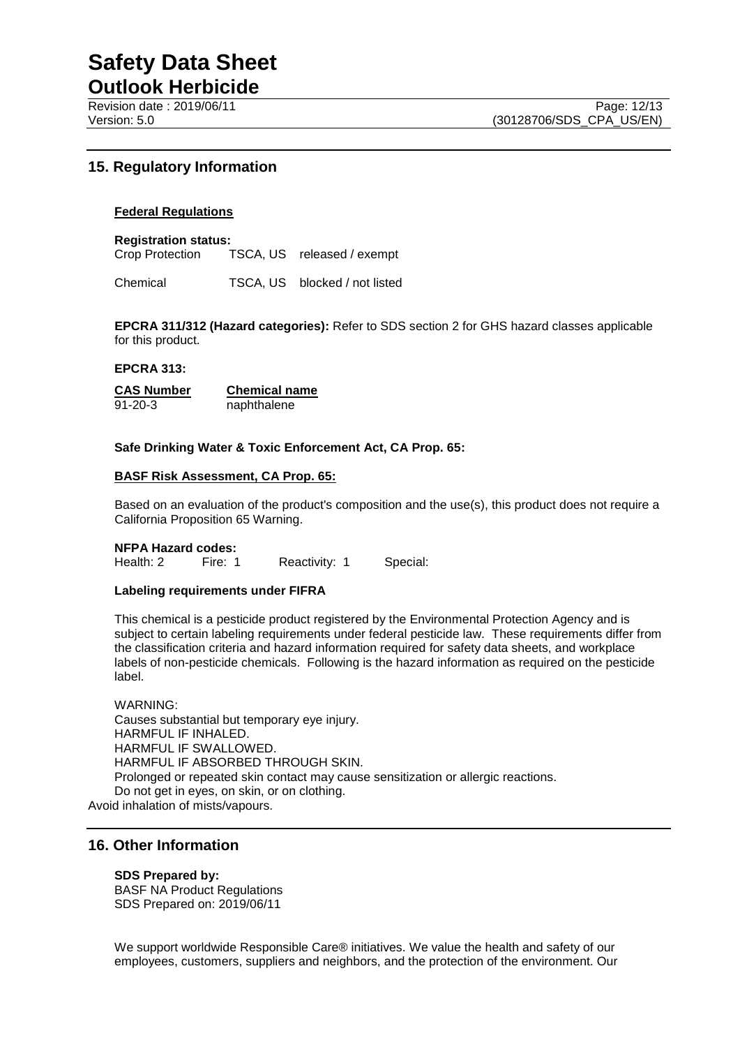## 15. Regulatory Information

### Federal Regulations

**Registration status:**

| | | |
|---|---|---|
| Crop Protection | TSCA, US | released / exempt |
| Chemical | TSCA, US | blocked / not listed |

**EPCRA 311/312 (Hazard categories):** Refer to SDS section 2 for GHS hazard classes applicable for this product.

**EPCRA 313:**

| CAS Number | Chemical name |
|---|---|
| 91-20-3 | naphthalene |

**Safe Drinking Water & Toxic Enforcement Act, CA Prop. 65:**

**BASF Risk Assessment, CA Prop. 65:**

Based on an evaluation of the product's composition and the use(s), this product does not require a California Proposition 65 Warning.

**NFPA Hazard codes:**

Health: 2 Fire: 1 Reactivity: 1 Special:

**Labeling requirements under FIFRA**

This chemical is a pesticide product registered by the Environmental Protection Agency and is subject to certain labeling requirements under federal pesticide law. These requirements differ from the classification criteria and hazard information required for safety data sheets, and workplace labels of non-pesticide chemicals. Following is the hazard information as required on the pesticide label.

WARNING:
Causes substantial but temporary eye injury.
HARMFUL IF INHALED.
HARMFUL IF SWALLOWED.
HARMFUL IF ABSORBED THROUGH SKIN.
Prolonged or repeated skin contact may cause sensitization or allergic reactions.
Do not get in eyes, on skin, or on clothing.
Avoid inhalation of mists/vapours.

## 16. Other Information

**SDS Prepared by:**
BASF NA Product Regulations
SDS Prepared on: 2019/06/11

We support worldwide Responsible Care® initiatives. We value the health and safety of our employees, customers, suppliers and neighbors, and the protection of the environment. Our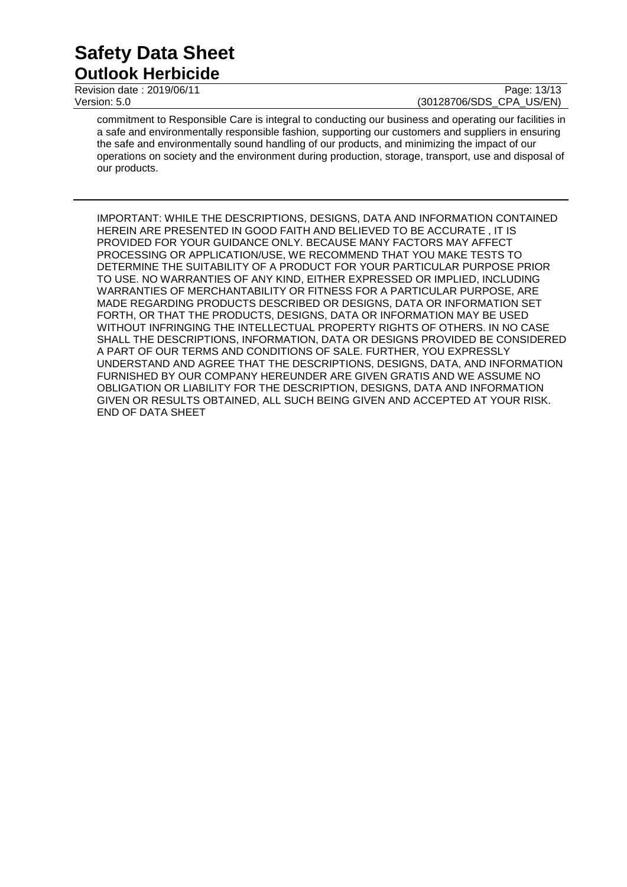commitment to Responsible Care is integral to conducting our business and operating our facilities in a safe and environmentally responsible fashion, supporting our customers and suppliers in ensuring the safe and environmentally sound handling of our products, and minimizing the impact of our operations on society and the environment during production, storage, transport, use and disposal of our products.

---

IMPORTANT: WHILE THE DESCRIPTIONS, DESIGNS, DATA AND INFORMATION CONTAINED HEREIN ARE PRESENTED IN GOOD FAITH AND BELIEVED TO BE ACCURATE , IT IS PROVIDED FOR YOUR GUIDANCE ONLY. BECAUSE MANY FACTORS MAY AFFECT PROCESSING OR APPLICATION/USE, WE RECOMMEND THAT YOU MAKE TESTS TO DETERMINE THE SUITABILITY OF A PRODUCT FOR YOUR PARTICULAR PURPOSE PRIOR TO USE. NO WARRANTIES OF ANY KIND, EITHER EXPRESSED OR IMPLIED, INCLUDING WARRANTIES OF MERCHANTABILITY OR FITNESS FOR A PARTICULAR PURPOSE, ARE MADE REGARDING PRODUCTS DESCRIBED OR DESIGNS, DATA OR INFORMATION SET FORTH, OR THAT THE PRODUCTS, DESIGNS, DATA OR INFORMATION MAY BE USED WITHOUT INFRINGING THE INTELLECTUAL PROPERTY RIGHTS OF OTHERS. IN NO CASE SHALL THE DESCRIPTIONS, INFORMATION, DATA OR DESIGNS PROVIDED BE CONSIDERED A PART OF OUR TERMS AND CONDITIONS OF SALE. FURTHER, YOU EXPRESSLY UNDERSTAND AND AGREE THAT THE DESCRIPTIONS, DESIGNS, DATA, AND INFORMATION FURNISHED BY OUR COMPANY HEREUNDER ARE GIVEN GRATIS AND WE ASSUME NO OBLIGATION OR LIABILITY FOR THE DESCRIPTION, DESIGNS, DATA AND INFORMATION GIVEN OR RESULTS OBTAINED, ALL SUCH BEING GIVEN AND ACCEPTED AT YOUR RISK.
END OF DATA SHEET